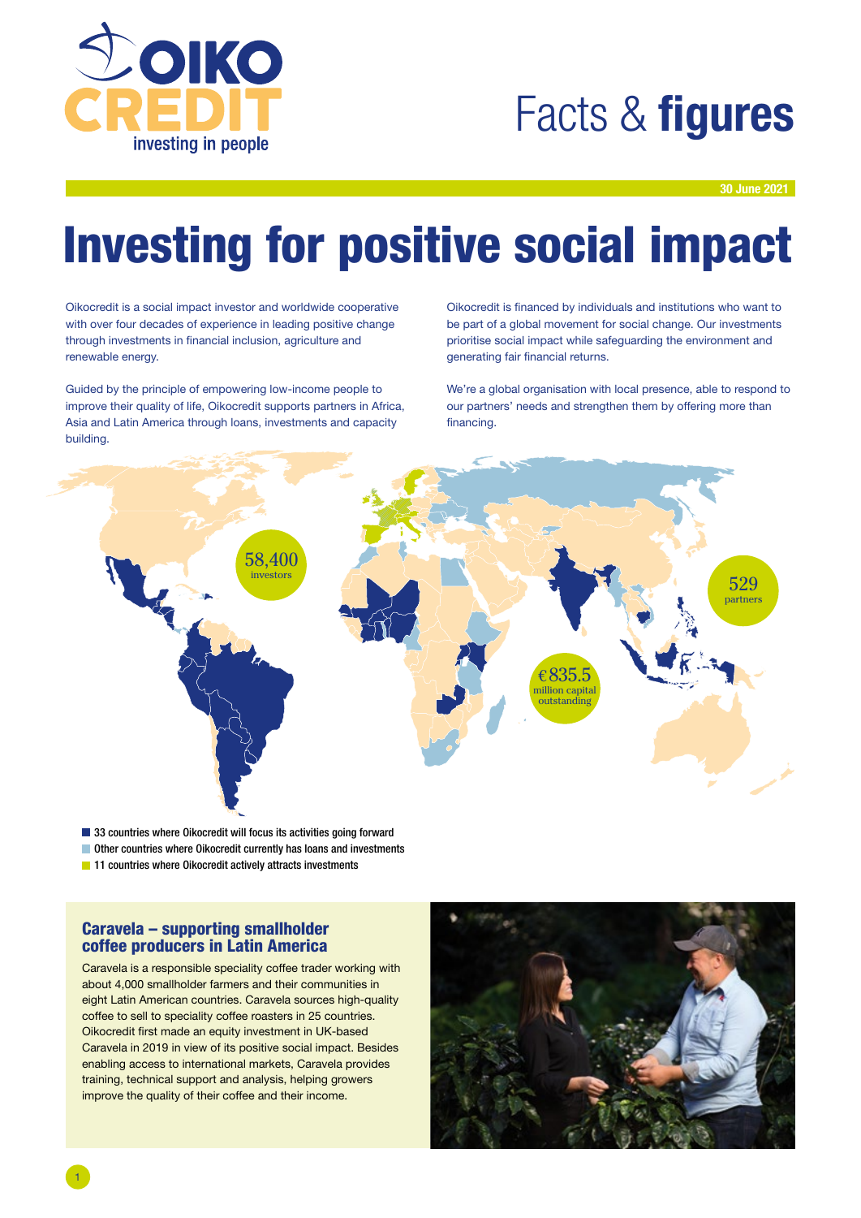# Facts & **figures**

30 June 2021

# Investing for positive social impact

Oikocredit is a social impact investor and worldwide cooperative with over four decades of experience in leading positive change through investments in financial inclusion, agriculture and renewable energy.

Guided by the principle of empowering low-income people to improve their quality of life, Oikocredit supports partners in Africa, Asia and Latin America through loans, investments and capacity building.

Oikocredit is financed by individuals and institutions who want to be part of a global movement for social change. Our investments prioritise social impact while safeguarding the environment and generating fair financial returns.

We're a global organisation with local presence, able to respond to our partners' needs and strengthen them by offering more than financing.

58,400 investors

529 partners

€835.5 million capital outstanding

- 33 countries where Oikocredit will focus its activities going forward
- Other countries where Oikocredit currently has loans and investments
- 11 countries where Oikocredit actively attracts investments

## Caravela – supporting smallholder coffee producers in Latin America

Caravela is a responsible speciality coffee trader working with about 4,000 smallholder farmers and their communities in eight Latin American countries. Caravela sources high-quality coffee to sell to speciality coffee roasters in 25 countries. Oikocredit first made an equity investment in UK-based Caravela in 2019 in view of its positive social impact. Besides enabling access to international markets, Caravela provides training, technical support and analysis, helping growers improve the quality of their coffee and their income.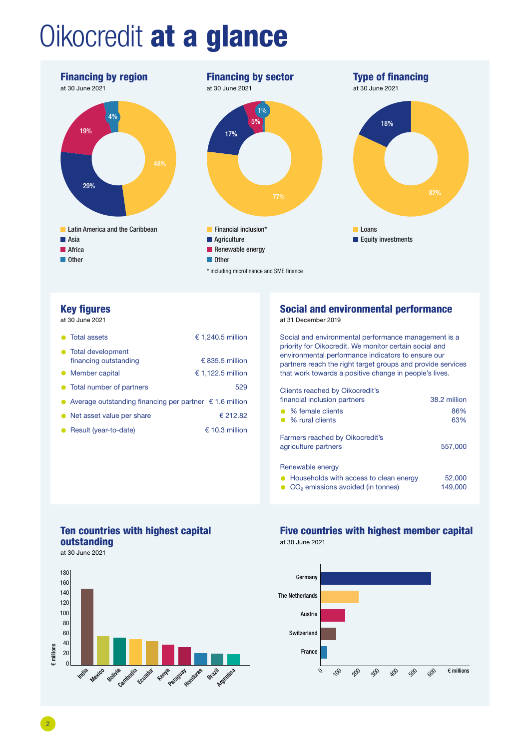# Oikocredit **at a glance**

## Financing by region

at 30 June 2021

| Region | % |
|---|---|
| Latin America and the Caribbean | 48% |
| Asia | 29% |
| Africa | 19% |
| Other | 4% |

## Financing by sector

at 30 June 2021

| Sector | % |
|---|---|
| Financial inclusion* | 77% |
| Agriculture | 17% |
| Renewable energy | 5% |
| Other | 1% |

\* including microfinance and SME finance

## Type of financing

at 30 June 2021

| Type | % |
|---|---|
| Loans | 82% |
| Equity investments | 18% |

## Key figures

at 30 June 2021

| | |
|---|---|
| Total assets | € 1,240.5 million |
| Total development financing outstanding | € 835.5 million |
| Member capital | € 1,122.5 million |
| Total number of partners | 529 |
| Average outstanding financing per partner | € 1.6 million |
| Net asset value per share | € 212.82 |
| Result (year-to-date) | € 10.3 million |

## Social and environmental performance

at 31 December 2019

Social and environmental performance management is a priority for Oikocredit. We monitor certain social and environmental performance indicators to ensure our partners reach the right target groups and provide services that work towards a positive change in people's lives.

| | |
|---|---|
| Clients reached by Oikocredit's financial inclusion partners | 38.2 million |
| % female clients | 86% |
| % rural clients | 63% |
| Farmers reached by Oikocredit's agriculture partners | 557,000 |
| **Renewable energy** | |
| Households with access to clean energy | 52,000 |
| $CO_2$ emissions avoided (in tonnes) | 149,000 |

## Ten countries with highest capital outstanding

at 30 June 2021

India, Mexico, Bolivia, Cambodia, Ecuador, Kenya, Paraguay, Honduras, Brazil, Argentina (€ millions)

## Five countries with highest member capital

at 30 June 2021

Germany, The Netherlands, Austria, Switzerland, France (€ millions)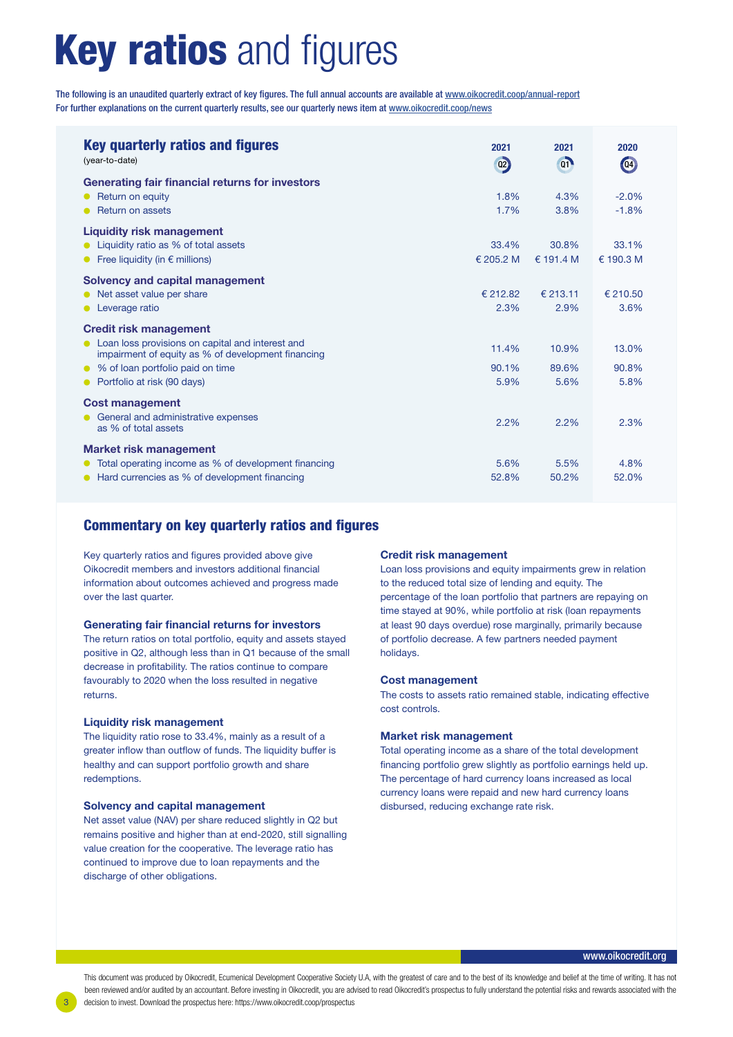# **Key ratios** and figures

The following is an unaudited quarterly extract of key figures. The full annual accounts are available at www.oikocredit.coop/annual-report
For further explanations on the current quarterly results, see our quarterly news item at www.oikocredit.coop/news

| **Key quarterly ratios and figures** (year-to-date) | 2021 Q2 | 2021 Q1 | 2020 Q4 |
|---|---|---|---|
| **Generating fair financial returns for investors** | | | |
| Return on equity | 1.8% | 4.3% | -2.0% |
| Return on assets | 1.7% | 3.8% | -1.8% |
| **Liquidity risk management** | | | |
| Liquidity ratio as % of total assets | 33.4% | 30.8% | 33.1% |
| Free liquidity (in € millions) | € 205.2 M | € 191.4 M | € 190.3 M |
| **Solvency and capital management** | | | |
| Net asset value per share | € 212.82 | € 213.11 | € 210.50 |
| Leverage ratio | 2.3% | 2.9% | 3.6% |
| **Credit risk management** | | | |
| Loan loss provisions on capital and interest and impairment of equity as % of development financing | 11.4% | 10.9% | 13.0% |
| % of loan portfolio paid on time | 90.1% | 89.6% | 90.8% |
| Portfolio at risk (90 days) | 5.9% | 5.6% | 5.8% |
| **Cost management** | | | |
| General and administrative expenses as % of total assets | 2.2% | 2.2% | 2.3% |
| **Market risk management** | | | |
| Total operating income as % of development financing | 5.6% | 5.5% | 4.8% |
| Hard currencies as % of development financing | 52.8% | 50.2% | 52.0% |

## Commentary on key quarterly ratios and figures

Key quarterly ratios and figures provided above give Oikocredit members and investors additional financial information about outcomes achieved and progress made over the last quarter.

### Generating fair financial returns for investors

The return ratios on total portfolio, equity and assets stayed positive in Q2, although less than in Q1 because of the small decrease in profitability. The ratios continue to compare favourably to 2020 when the loss resulted in negative returns.

### Liquidity risk management

The liquidity ratio rose to 33.4%, mainly as a result of a greater inflow than outflow of funds. The liquidity buffer is healthy and can support portfolio growth and share redemptions.

### Solvency and capital management

Net asset value (NAV) per share reduced slightly in Q2 but remains positive and higher than at end-2020, still signalling value creation for the cooperative. The leverage ratio has continued to improve due to loan repayments and the discharge of other obligations.

### Credit risk management

Loan loss provisions and equity impairments grew in relation to the reduced total size of lending and equity. The percentage of the loan portfolio that partners are repaying on time stayed at 90%, while portfolio at risk (loan repayments at least 90 days overdue) rose marginally, primarily because of portfolio decrease. A few partners needed payment holidays.

### Cost management

The costs to assets ratio remained stable, indicating effective cost controls.

### Market risk management

Total operating income as a share of the total development financing portfolio grew slightly as portfolio earnings held up. The percentage of hard currency loans increased as local currency loans were repaid and new hard currency loans disbursed, reducing exchange rate risk.

www.oikocredit.org

This document was produced by Oikocredit, Ecumenical Development Cooperative Society U.A, with the greatest of care and to the best of its knowledge and belief at the time of writing. It has not been reviewed and/or audited by an accountant. Before investing in Oikocredit, you are advised to read Oikocredit's prospectus to fully understand the potential risks and rewards associated with the decision to invest. Download the prospectus here: https://www.oikocredit.coop/prospectus